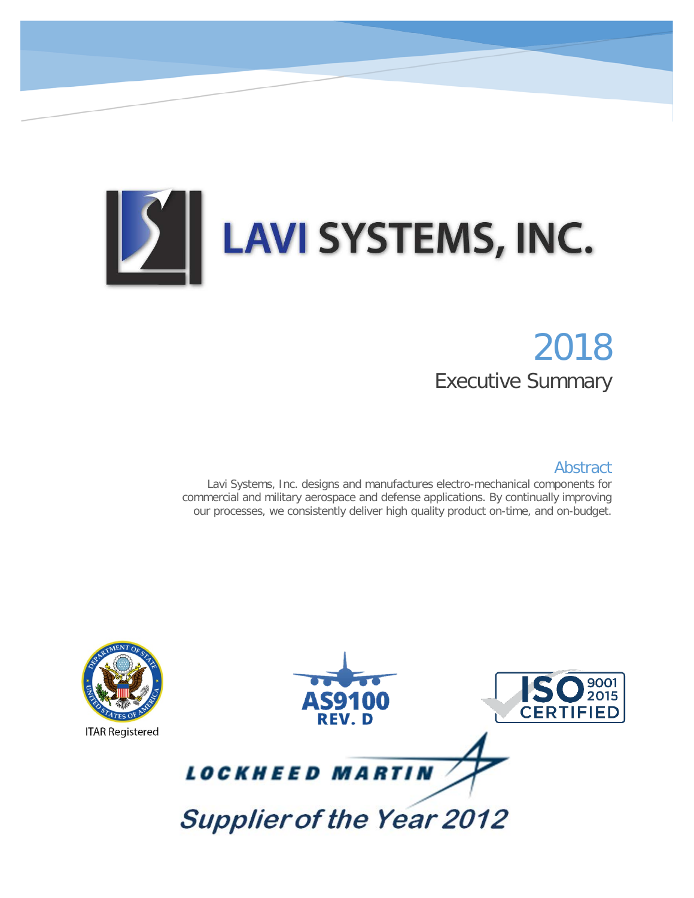# LAVI SYSTEMS, INC.

## 2018

Executive Summary

### Abstract

Lavi Systems, Inc. designs and manufactures electro-mechanical components for commercial and military aerospace and defense applications. By continually improving our processes, we consistently deliver high quality product on-time, and on-budget.

ITAR Registered

AS9100 REV. D

ISO 9001 2015 CERTIFIED

LOCKHEED MARTIN

*Supplier of the Year 2012*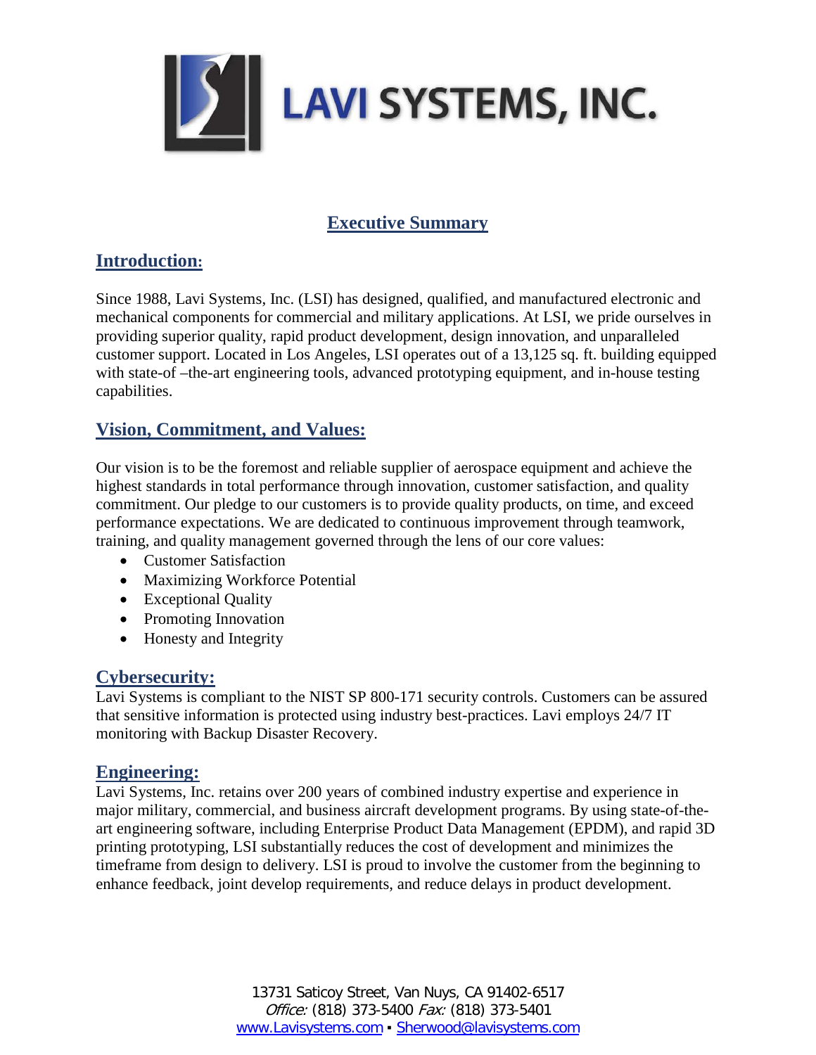# LAVI SYSTEMS, INC.

## Executive Summary

### Introduction:

Since 1988, Lavi Systems, Inc. (LSI) has designed, qualified, and manufactured electronic and mechanical components for commercial and military applications. At LSI, we pride ourselves in providing superior quality, rapid product development, design innovation, and unparalleled customer support. Located in Los Angeles, LSI operates out of a 13,125 sq. ft. building equipped with state-of –the-art engineering tools, advanced prototyping equipment, and in-house testing capabilities.

### Vision, Commitment, and Values:

Our vision is to be the foremost and reliable supplier of aerospace equipment and achieve the highest standards in total performance through innovation, customer satisfaction, and quality commitment. Our pledge to our customers is to provide quality products, on time, and exceed performance expectations. We are dedicated to continuous improvement through teamwork, training, and quality management governed through the lens of our core values:

- Customer Satisfaction
- Maximizing Workforce Potential
- Exceptional Quality
- Promoting Innovation
- Honesty and Integrity

### Cybersecurity:

Lavi Systems is compliant to the NIST SP 800-171 security controls. Customers can be assured that sensitive information is protected using industry best-practices. Lavi employs 24/7 IT monitoring with Backup Disaster Recovery.

### Engineering:

Lavi Systems, Inc. retains over 200 years of combined industry expertise and experience in major military, commercial, and business aircraft development programs. By using state-of-the-art engineering software, including Enterprise Product Data Management (EPDM), and rapid 3D printing prototyping, LSI substantially reduces the cost of development and minimizes the timeframe from design to delivery. LSI is proud to involve the customer from the beginning to enhance feedback, joint develop requirements, and reduce delays in product development.

13731 Saticoy Street, Van Nuys, CA 91402-6517
*Office:* (818) 373-5400 *Fax:* (818) 373-5401
www.Lavisystems.com ▪ Sherwood@lavisystems.com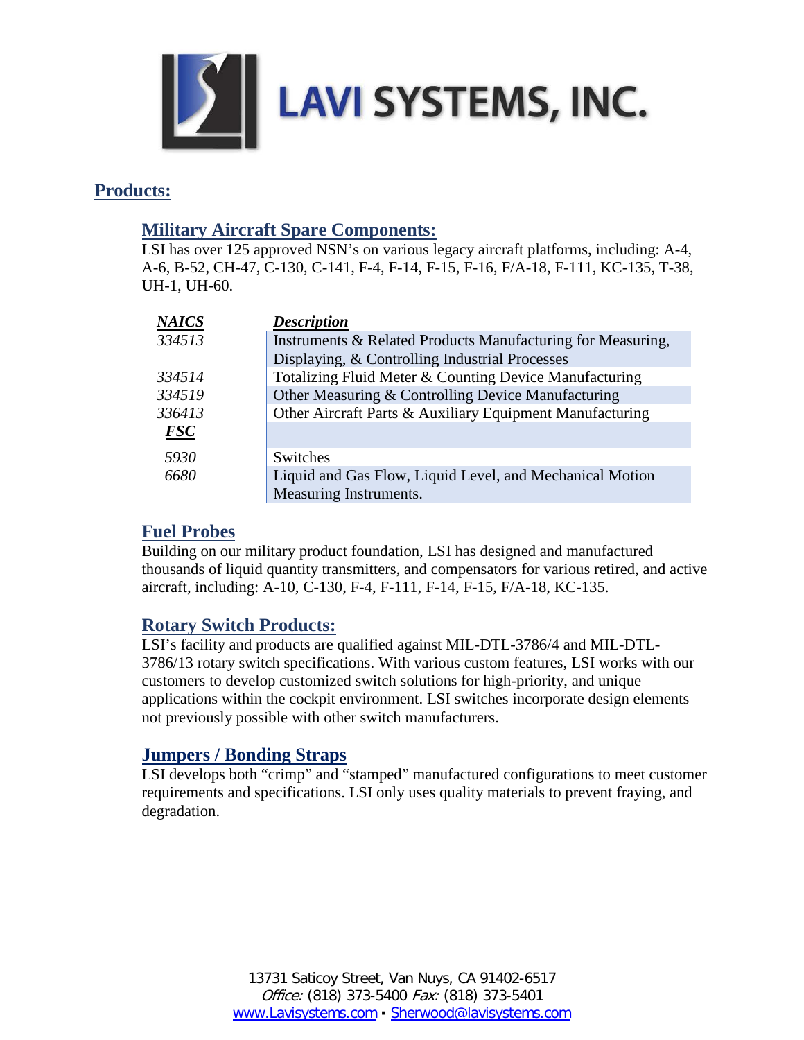# LAVI SYSTEMS, INC.

## Products:

### Military Aircraft Spare Components:

LSI has over 125 approved NSN's on various legacy aircraft platforms, including: A-4, A-6, B-52, CH-47, C-130, C-141, F-4, F-14, F-15, F-16, F/A-18, F-111, KC-135, T-38, UH-1, UH-60.

| ***NAICS*** | ***Description*** |
|---|---|
| *334513* | Instruments & Related Products Manufacturing for Measuring, Displaying, & Controlling Industrial Processes |
| *334514* | Totalizing Fluid Meter & Counting Device Manufacturing |
| *334519* | Other Measuring & Controlling Device Manufacturing |
| *336413* | Other Aircraft Parts & Auxiliary Equipment Manufacturing |
| ***FSC*** | |
| *5930* | Switches |
| *6680* | Liquid and Gas Flow, Liquid Level, and Mechanical Motion Measuring Instruments. |

### Fuel Probes

Building on our military product foundation, LSI has designed and manufactured thousands of liquid quantity transmitters, and compensators for various retired, and active aircraft, including: A-10, C-130, F-4, F-111, F-14, F-15, F/A-18, KC-135.

### Rotary Switch Products:

LSI's facility and products are qualified against MIL-DTL-3786/4 and MIL-DTL-3786/13 rotary switch specifications. With various custom features, LSI works with our customers to develop customized switch solutions for high-priority, and unique applications within the cockpit environment. LSI switches incorporate design elements not previously possible with other switch manufacturers.

### Jumpers / Bonding Straps

LSI develops both "crimp" and "stamped" manufactured configurations to meet customer requirements and specifications. LSI only uses quality materials to prevent fraying, and degradation.

13731 Saticoy Street, Van Nuys, CA 91402-6517
*Office:* (818) 373-5400 *Fax:* (818) 373-5401
www.Lavisystems.com ▪ Sherwood@lavisystems.com